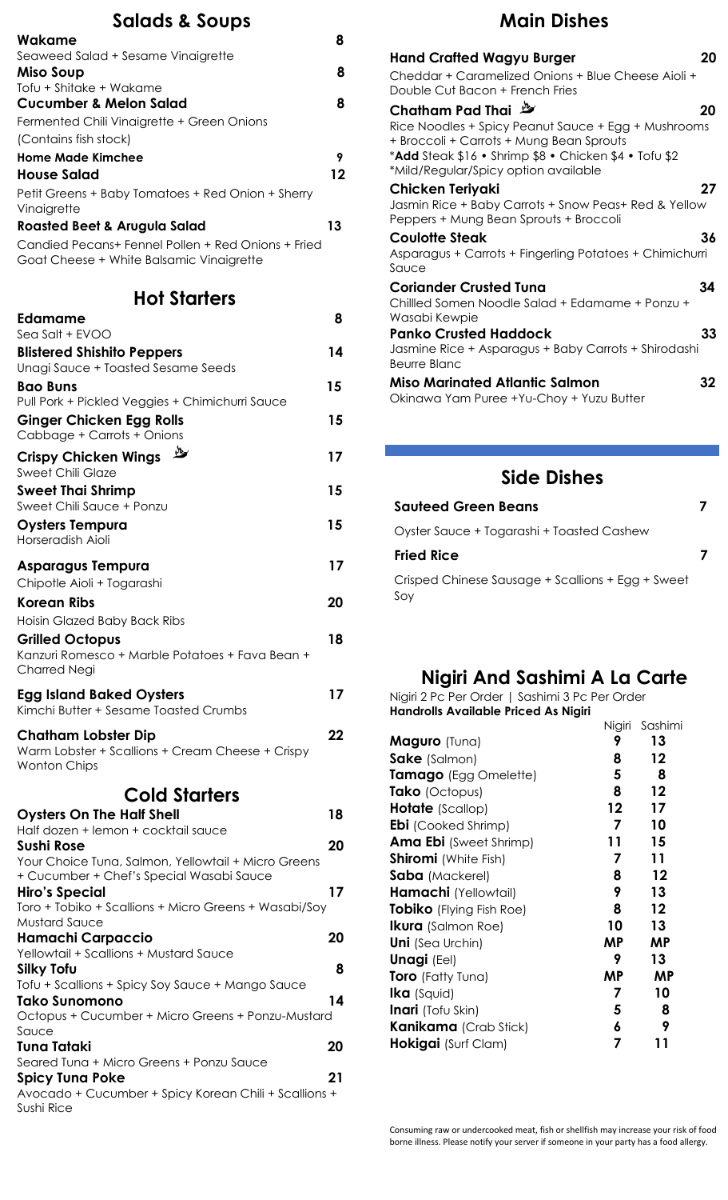## Salads & Soups

**Wakame** 8
Seaweed Salad + Sesame Vinaigrette

**Miso Soup** 8
Tofu + Shitake + Wakame

**Cucumber & Melon Salad** 8
Fermented Chili Vinaigrette + Green Onions
(Contains fish stock)

**Home Made Kimchee** 9

**House Salad** 12
Petit Greens + Baby Tomatoes + Red Onion + Sherry Vinaigrette

**Roasted Beet & Arugula Salad** 13
Candied Pecans+ Fennel Pollen + Red Onions + Fried Goat Cheese + White Balsamic Vinaigrette

## Hot Starters

**Edamame** 8
Sea Salt + EVOO

**Blistered Shishito Peppers** 14
Unagi Sauce + Toasted Sesame Seeds

**Bao Buns** 15
Pull Pork + Pickled Veggies + Chimichurri Sauce

**Ginger Chicken Egg Rolls** 15
Cabbage + Carrots + Onions

**Crispy Chicken Wings** 17
Sweet Chili Glaze

**Sweet Thai Shrimp** 15
Sweet Chili Sauce + Ponzu

**Oysters Tempura** 15
Horseradish Aioli

**Asparagus Tempura** 17
Chipotle Aioli + Togarashi

**Korean Ribs** 20
Hoisin Glazed Baby Back Ribs

**Grilled Octopus** 18
Kanzuri Romesco + Marble Potatoes + Fava Bean + Charred Negi

**Egg Island Baked Oysters** 17
Kimchi Butter + Sesame Toasted Crumbs

**Chatham Lobster Dip** 22
Warm Lobster + Scallions + Cream Cheese + Crispy Wonton Chips

## Cold Starters

**Oysters On The Half Shell** 18
Half dozen + lemon + cocktail sauce

**Sushi Rose** 20
Your Choice Tuna, Salmon, Yellowtail + Micro Greens + Cucumber + Chef's Special Wasabi Sauce

**Hiro's Special** 17
Toro + Tobiko + Scallions + Micro Greens + Wasabi/Soy Mustard Sauce

**Hamachi Carpaccio** 20
Yellowtail + Scallions + Mustard Sauce

**Silky Tofu** 8
Tofu + Scallions + Spicy Soy Sauce + Mango Sauce

**Tako Sunomono** 14
Octopus + Cucumber + Micro Greens + Ponzu-Mustard Sauce

**Tuna Tataki** 20
Seared Tuna + Micro Greens + Ponzu Sauce

**Spicy Tuna Poke** 21
Avocado + Cucumber + Spicy Korean Chili + Scallions + Sushi Rice

## Main Dishes

**Hand Crafted Wagyu Burger** 20
Cheddar + Caramelized Onions + Blue Cheese Aioli + Double Cut Bacon + French Fries

**Chatham Pad Thai** 20
Rice Noodles + Spicy Peanut Sauce + Egg + Mushrooms + Broccoli + Carrots + Mung Bean Sprouts
*Add Steak $16 • Shrimp $8 • Chicken $4 • Tofu $2
*Mild/Regular/Spicy option available

**Chicken Teriyaki** 27
Jasmin Rice + Baby Carrots + Snow Peas+ Red & Yellow Peppers + Mung Bean Sprouts + Broccoli

**Coulotte Steak** 36
Asparagus + Carrots + Fingerling Potatoes + Chimichurri Sauce

**Coriander Crusted Tuna** 34
Chillled Somen Noodle Salad + Edamame + Ponzu + Wasabi Kewpie

**Panko Crusted Haddock** 33
Jasmine Rice + Asparagus + Baby Carrots + Shirodashi Beurre Blanc

**Miso Marinated Atlantic Salmon** 32
Okinawa Yam Puree +Yu-Choy + Yuzu Butter

## Side Dishes

**Sauteed Green Beans** 7
Oyster Sauce + Togarashi + Toasted Cashew

**Fried Rice** 7
Crisped Chinese Sausage + Scallions + Egg + Sweet Soy

## Nigiri And Sashimi A La Carte

Nigiri 2 Pc Per Order | Sashimi 3 Pc Per Order
**Handrolls Available Priced As Nigiri**

| | Nigiri | Sashimi |
|---|---|---|
| **Maguro** (Tuna) | 9 | 13 |
| **Sake** (Salmon) | 8 | 12 |
| **Tamago** (Egg Omelette) | 5 | 8 |
| **Tako** (Octopus) | 8 | 12 |
| **Hotate** (Scallop) | 12 | 17 |
| **Ebi** (Cooked Shrimp) | 7 | 10 |
| **Ama Ebi** (Sweet Shrimp) | 11 | 15 |
| **Shiromi** (White Fish) | 7 | 11 |
| **Saba** (Mackerel) | 8 | 12 |
| **Hamachi** (Yellowtail) | 9 | 13 |
| **Tobiko** (Flying Fish Roe) | 8 | 12 |
| **Ikura** (Salmon Roe) | 10 | 13 |
| **Uni** (Sea Urchin) | MP | MP |
| **Unagi** (Eel) | 9 | 13 |
| **Toro** (Fatty Tuna) | MP | MP |
| **Ika** (Squid) | 7 | 10 |
| **Inari** (Tofu Skin) | 5 | 8 |
| **Kanikama** (Crab Stick) | 6 | 9 |
| **Hokigai** (Surf Clam) | 7 | 11 |

Consuming raw or undercooked meat, fish or shellfish may increase your risk of food borne illness. Please notify your server if someone in your party has a food allergy.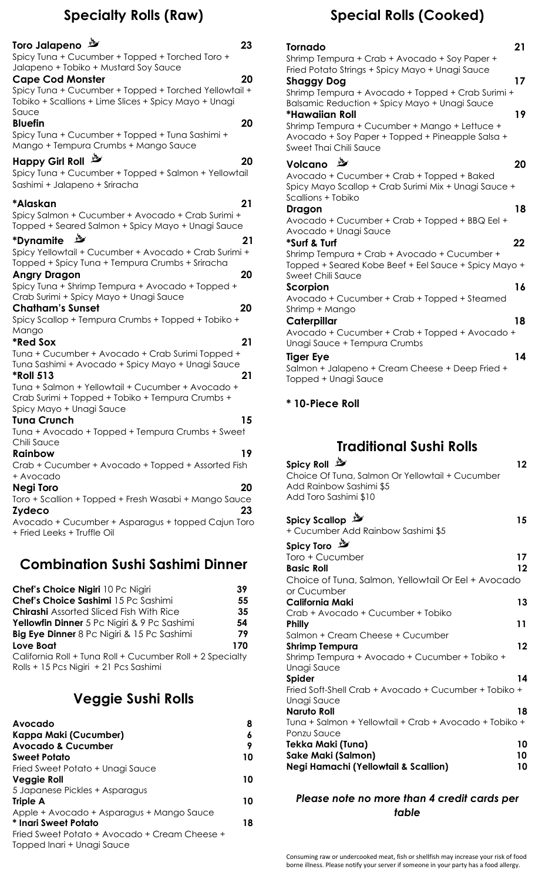## Specialty Rolls (Raw)

**Toro Jalapeno** 🌶 — 23
Spicy Tuna + Cucumber + Topped + Torched Toro + Jalapeno + Tobiko + Mustard Soy Sauce

**Cape Cod Monster** — 20
Spicy Tuna + Cucumber + Topped + Torched Yellowtail + Tobiko + Scallions + Lime Slices + Spicy Mayo + Unagi Sauce

**Bluefin** — 20
Spicy Tuna + Cucumber + Topped + Tuna Sashimi + Mango + Tempura Crumbs + Mango Sauce

**Happy Girl Roll** 🌶 — 20
Spicy Tuna + Cucumber + Topped + Salmon + Yellowtail Sashimi + Jalapeno + Sriracha

**\*Alaskan** — 21
Spicy Salmon + Cucumber + Avocado + Crab Surimi + Topped + Seared Salmon + Spicy Mayo + Unagi Sauce

**\*Dynamite** 🌶 — 21
Spicy Yellowtail + Cucumber + Avocado + Crab Surimi + Topped + Spicy Tuna + Tempura Crumbs + Sriracha

**Angry Dragon** — 20
Spicy Tuna + Shrimp Tempura + Avocado + Topped + Crab Surimi + Spicy Mayo + Unagi Sauce

**Chatham's Sunset** — 20
Spicy Scallop + Tempura Crumbs + Topped + Tobiko + Mango

**\*Red Sox** — 21
Tuna + Cucumber + Avocado + Crab Surimi Topped + Tuna Sashimi + Avocado + Spicy Mayo + Unagi Sauce

**\*Roll 513** — 21
Tuna + Salmon + Yellowtail + Cucumber + Avocado + Crab Surimi + Topped + Tobiko + Tempura Crumbs + Spicy Mayo + Unagi Sauce

**Tuna Crunch** — 15
Tuna + Avocado + Topped + Tempura Crumbs + Sweet Chili Sauce

**Rainbow** — 19
Crab + Cucumber + Avocado + Topped + Assorted Fish + Avocado

**Negi Toro** — 20
Toro + Scallion + Topped + Fresh Wasabi + Mango Sauce

**Zydeco** — 23
Avocado + Cucumber + Asparagus + topped Cajun Toro + Fried Leeks + Truffle Oil

## Combination Sushi Sashimi Dinner

| | |
|---|---|
| **Chef's Choice Nigiri** 10 Pc Nigiri | 39 |
| **Chef's Choice Sashimi** 15 Pc Sashimi | 55 |
| **Chirashi** Assorted Sliced Fish With Rice | 35 |
| **Yellowfin Dinner** 5 Pc Nigiri & 9 Pc Sashimi | 54 |
| **Big Eye Dinner** 8 Pc Nigiri & 15 Pc Sashimi | 79 |
| **Love Boat** | 170 |

California Roll + Tuna Roll + Cucumber Roll + 2 Specialty Rolls + 15 Pcs Nigiri + 21 Pcs Sashimi

## Veggie Sushi Rolls

**Avocado** — 8

**Kappa Maki (Cucumber)** — 6

**Avocado & Cucumber** — 9

**Sweet Potato** — 10
Fried Sweet Potato + Unagi Sauce

**Veggie Roll** — 10
5 Japanese Pickles + Asparagus

**Triple A** — 10
Apple + Avocado + Asparagus + Mango Sauce

**\* Inari Sweet Potato** — 18
Fried Sweet Potato + Avocado + Cream Cheese + Topped Inari + Unagi Sauce

## Special Rolls (Cooked)

**Tornado** — 21
Shrimp Tempura + Crab + Avocado + Soy Paper + Fried Potato Strings + Spicy Mayo + Unagi Sauce

**Shaggy Dog** — 17
Shrimp Tempura + Avocado + Topped + Crab Surimi + Balsamic Reduction + Spicy Mayo + Unagi Sauce

**\*Hawaiian Roll** — 19
Shrimp Tempura + Cucumber + Mango + Lettuce + Avocado + Soy Paper + Topped + Pineapple Salsa + Sweet Thai Chili Sauce

**Volcano** 🌶 — 20
Avocado + Cucumber + Crab + Topped + Baked Spicy Mayo Scallop + Crab Surimi Mix + Unagi Sauce + Scallions + Tobiko

**Dragon** — 18
Avocado + Cucumber + Crab + Topped + BBQ Eel + Avocado + Unagi Sauce

**\*Surf & Turf** — 22
Shrimp Tempura + Crab + Avocado + Cucumber + Topped + Seared Kobe Beef + Eel Sauce + Spicy Mayo + Sweet Chili Sauce

**Scorpion** — 16
Avocado + Cucumber + Crab + Topped + Steamed Shrimp + Mango

**Caterpillar** — 18
Avocado + Cucumber + Crab + Topped + Avocado + Unagi Sauce + Tempura Crumbs

**Tiger Eye** — 14
Salmon + Jalapeno + Cream Cheese + Deep Fried + Topped + Unagi Sauce

**\* 10-Piece Roll**

## Traditional Sushi Rolls

**Spicy Roll** 🌶 — 12
Choice Of Tuna, Salmon Or Yellowtail + Cucumber
Add Rainbow Sashimi $5
Add Toro Sashimi $10

**Spicy Scallop** 🌶 — 15
+ Cucumber Add Rainbow Sashimi $5

**Spicy Toro** 🌶 — 17
Toro + Cucumber

**Basic Roll** — 12
Choice of Tuna, Salmon, Yellowtail Or Eel + Avocado or Cucumber

**California Maki** — 13
Crab + Avocado + Cucumber + Tobiko

**Philly** — 11
Salmon + Cream Cheese + Cucumber

**Shrimp Tempura** — 12
Shrimp Tempura + Avocado + Cucumber + Tobiko + Unagi Sauce

**Spider** — 14
Fried Soft-Shell Crab + Avocado + Cucumber + Tobiko + Unagi Sauce

**Naruto Roll** — 18
Tuna + Salmon + Yellowtail + Crab + Avocado + Tobiko + Ponzu Sauce

**Tekka Maki (Tuna)** — 10

**Sake Maki (Salmon)** — 10

**Negi Hamachi (Yellowtail & Scallion)** — 10

***Please note no more than 4 credit cards per table***

Consuming raw or undercooked meat, fish or shellfish may increase your risk of food borne illness. Please notify your server if someone in your party has a food allergy.